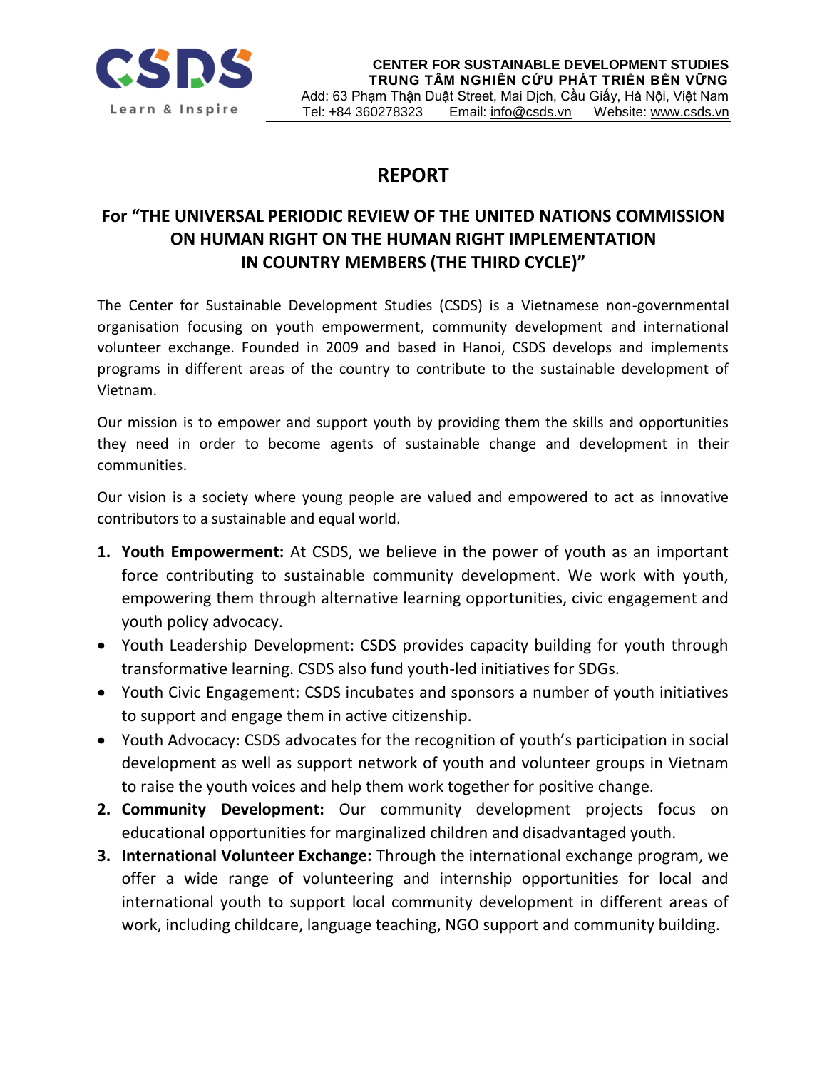CENTER FOR SUSTAINABLE DEVELOPMENT STUDIES
TRUNG TÂM NGHIÊN CỨU PHÁT TRIỂN BỀN VỮNG
Add: 63 Phạm Thận Duật Street, Mai Dịch, Cầu Giấy, Hà Nội, Việt Nam
Tel: +84 360278323 Email: info@csds.vn Website: www.csds.vn

# REPORT

## For "THE UNIVERSAL PERIODIC REVIEW OF THE UNITED NATIONS COMMISSION ON HUMAN RIGHT ON THE HUMAN RIGHT IMPLEMENTATION IN COUNTRY MEMBERS (THE THIRD CYCLE)"

The Center for Sustainable Development Studies (CSDS) is a Vietnamese non-governmental organisation focusing on youth empowerment, community development and international volunteer exchange. Founded in 2009 and based in Hanoi, CSDS develops and implements programs in different areas of the country to contribute to the sustainable development of Vietnam.

Our mission is to empower and support youth by providing them the skills and opportunities they need in order to become agents of sustainable change and development in their communities.

Our vision is a society where young people are valued and empowered to act as innovative contributors to a sustainable and equal world.

1. **Youth Empowerment:** At CSDS, we believe in the power of youth as an important force contributing to sustainable community development. We work with youth, empowering them through alternative learning opportunities, civic engagement and youth policy advocacy.
   - Youth Leadership Development: CSDS provides capacity building for youth through transformative learning. CSDS also fund youth-led initiatives for SDGs.
   - Youth Civic Engagement: CSDS incubates and sponsors a number of youth initiatives to support and engage them in active citizenship.
   - Youth Advocacy: CSDS advocates for the recognition of youth's participation in social development as well as support network of youth and volunteer groups in Vietnam to raise the youth voices and help them work together for positive change.
2. **Community Development:** Our community development projects focus on educational opportunities for marginalized children and disadvantaged youth.
3. **International Volunteer Exchange:** Through the international exchange program, we offer a wide range of volunteering and internship opportunities for local and international youth to support local community development in different areas of work, including childcare, language teaching, NGO support and community building.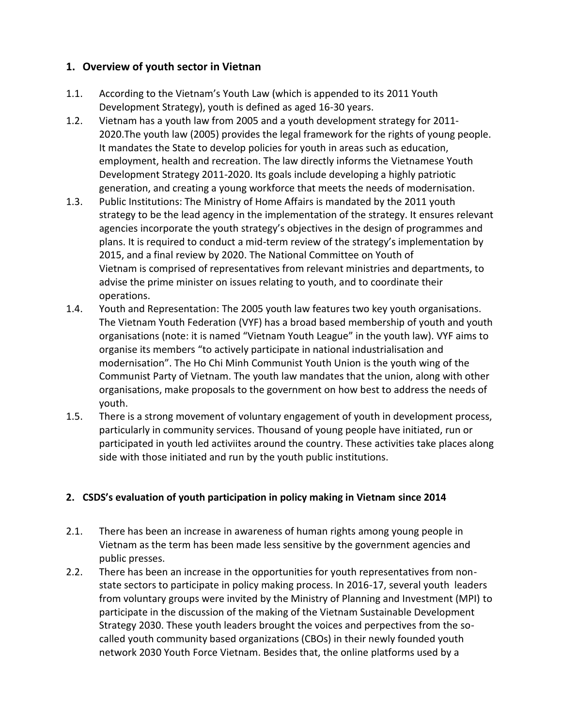## 1. Overview of youth sector in Vietnan

1.1. According to the Vietnam's Youth Law (which is appended to its 2011 Youth Development Strategy), youth is defined as aged 16-30 years.

1.2. Vietnam has a youth law from 2005 and a youth development strategy for 2011-2020.The youth law (2005) provides the legal framework for the rights of young people. It mandates the State to develop policies for youth in areas such as education, employment, health and recreation. The law directly informs the Vietnamese Youth Development Strategy 2011-2020. Its goals include developing a highly patriotic generation, and creating a young workforce that meets the needs of modernisation.

1.3. Public Institutions: The Ministry of Home Affairs is mandated by the 2011 youth strategy to be the lead agency in the implementation of the strategy. It ensures relevant agencies incorporate the youth strategy's objectives in the design of programmes and plans. It is required to conduct a mid-term review of the strategy's implementation by 2015, and a final review by 2020. The National Committee on Youth of Vietnam is comprised of representatives from relevant ministries and departments, to advise the prime minister on issues relating to youth, and to coordinate their operations.

1.4. Youth and Representation: The 2005 youth law features two key youth organisations. The Vietnam Youth Federation (VYF) has a broad based membership of youth and youth organisations (note: it is named "Vietnam Youth League" in the youth law). VYF aims to organise its members "to actively participate in national industrialisation and modernisation". The Ho Chi Minh Communist Youth Union is the youth wing of the Communist Party of Vietnam. The youth law mandates that the union, along with other organisations, make proposals to the government on how best to address the needs of youth.

1.5. There is a strong movement of voluntary engagement of youth in development process, particularly in community services. Thousand of young people have initiated, run or participated in youth led activiites around the country. These activities take places along side with those initiated and run by the youth public institutions.

## 2. CSDS's evaluation of youth participation in policy making in Vietnam since 2014

2.1. There has been an increase in awareness of human rights among young people in Vietnam as the term has been made less sensitive by the government agencies and public presses.

2.2. There has been an increase in the opportunities for youth representatives from non-state sectors to participate in policy making process. In 2016-17, several youth leaders from voluntary groups were invited by the Ministry of Planning and Investment (MPI) to participate in the discussion of the making of the Vietnam Sustainable Development Strategy 2030. These youth leaders brought the voices and perpectives from the so-called youth community based organizations (CBOs) in their newly founded youth network 2030 Youth Force Vietnam. Besides that, the online platforms used by a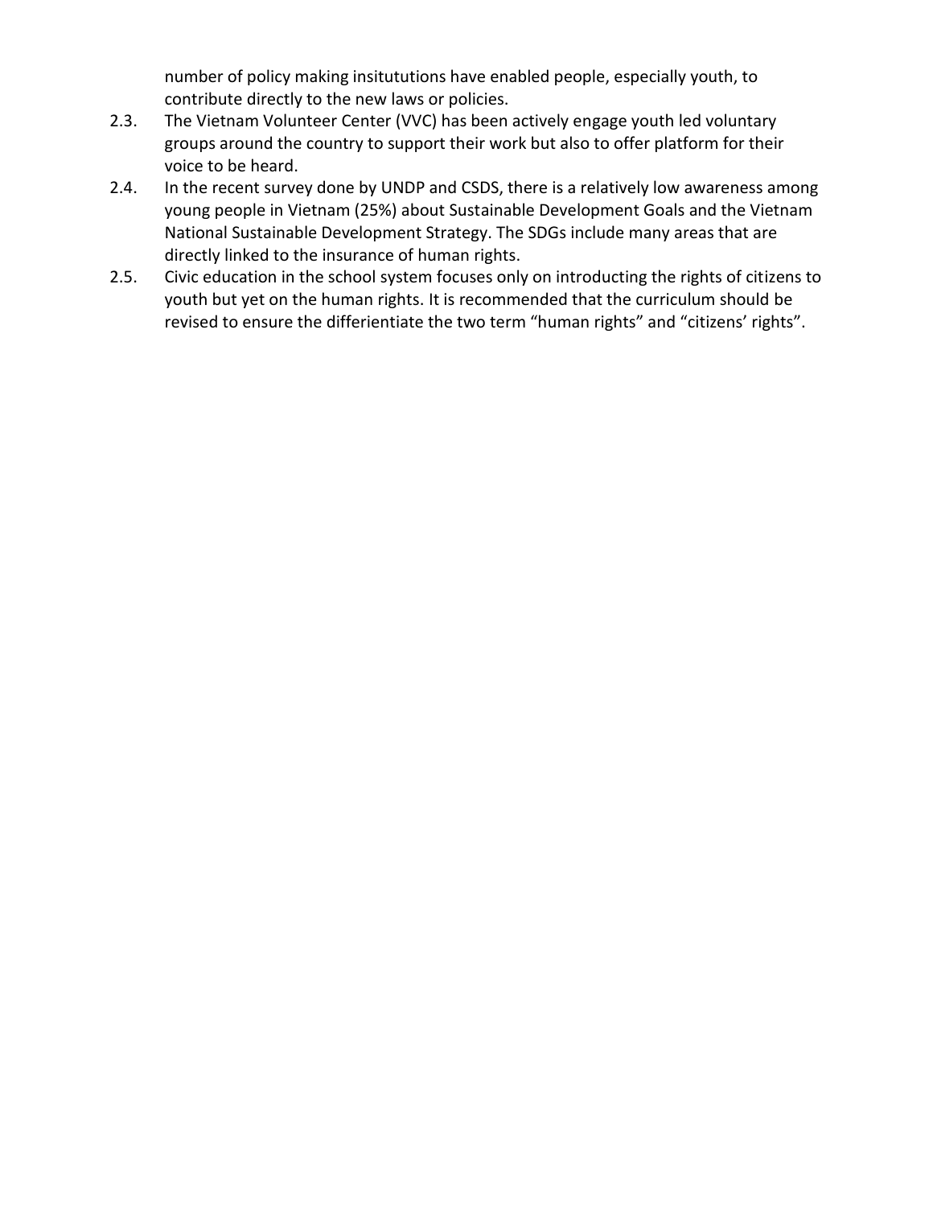number of policy making insitututions have enabled people, especially youth, to contribute directly to the new laws or policies.

2.3. The Vietnam Volunteer Center (VVC) has been actively engage youth led voluntary groups around the country to support their work but also to offer platform for their voice to be heard.

2.4. In the recent survey done by UNDP and CSDS, there is a relatively low awareness among young people in Vietnam (25%) about Sustainable Development Goals and the Vietnam National Sustainable Development Strategy. The SDGs include many areas that are directly linked to the insurance of human rights.

2.5. Civic education in the school system focuses only on introducting the rights of citizens to youth but yet on the human rights. It is recommended that the curriculum should be revised to ensure the differientiate the two term “human rights” and “citizens’ rights”.